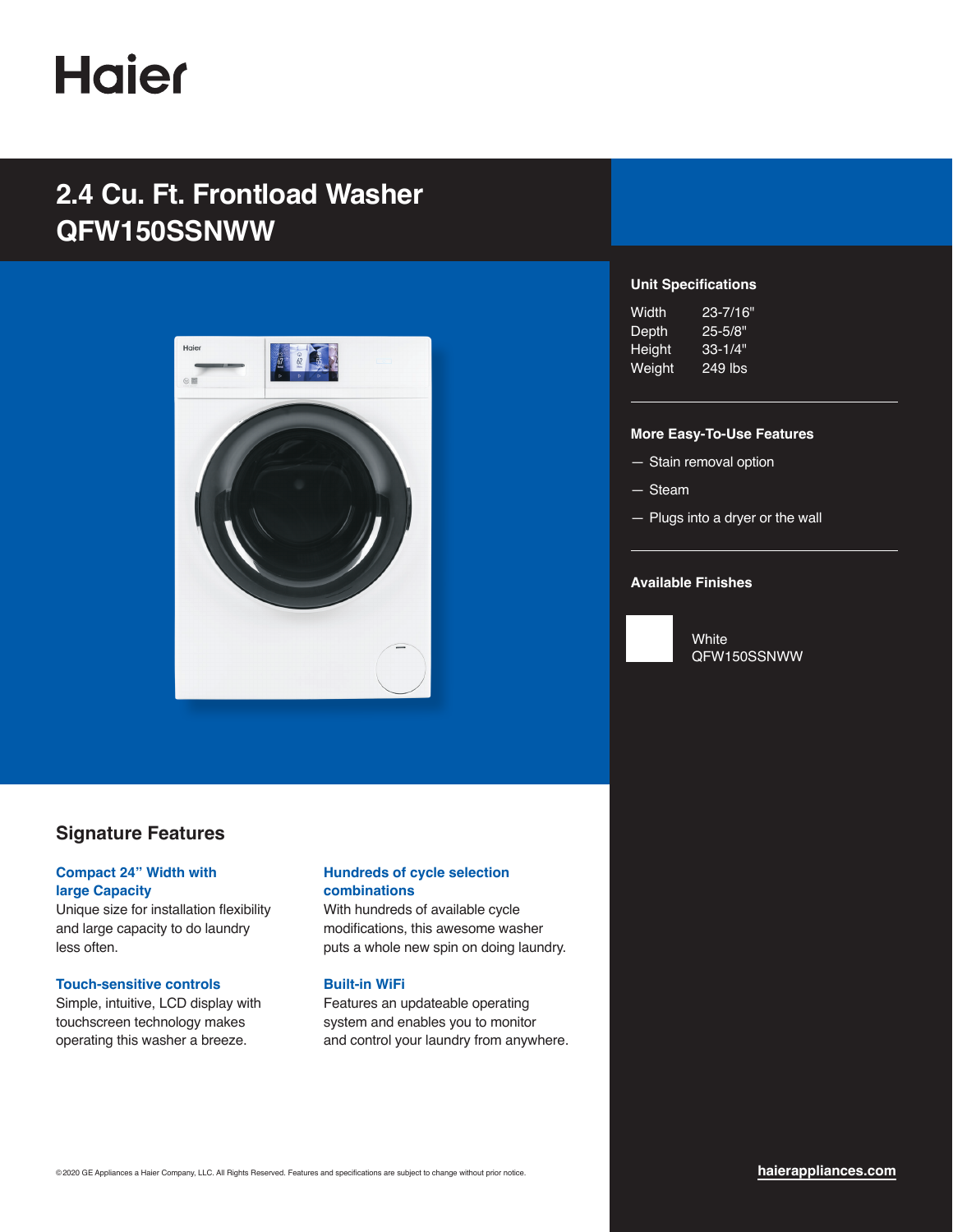Haier

# 2.4 Cu. Ft. Frontload Washer
# QFW150SSNWW

### Unit Specifications

| | |
|---|---|
| Width | 23-7/16" |
| Depth | 25-5/8" |
| Height | 33-1/4" |
| Weight | 249 lbs |

### More Easy-To-Use Features

- Stain removal option
- Steam
- Plugs into a dryer or the wall

### Available Finishes

White
QFW150SSNWW

## Signature Features

**Compact 24" Width with large Capacity**
Unique size for installation flexibility and large capacity to do laundry less often.

**Touch-sensitive controls**
Simple, intuitive, LCD display with touchscreen technology makes operating this washer a breeze.

**Hundreds of cycle selection combinations**
With hundreds of available cycle modifications, this awesome washer puts a whole new spin on doing laundry.

**Built-in WiFi**
Features an updateable operating system and enables you to monitor and control your laundry from anywhere.

©2020 GE Appliances a Haier Company, LLC. All Rights Reserved. Features and specifications are subject to change without prior notice.

haierappliances.com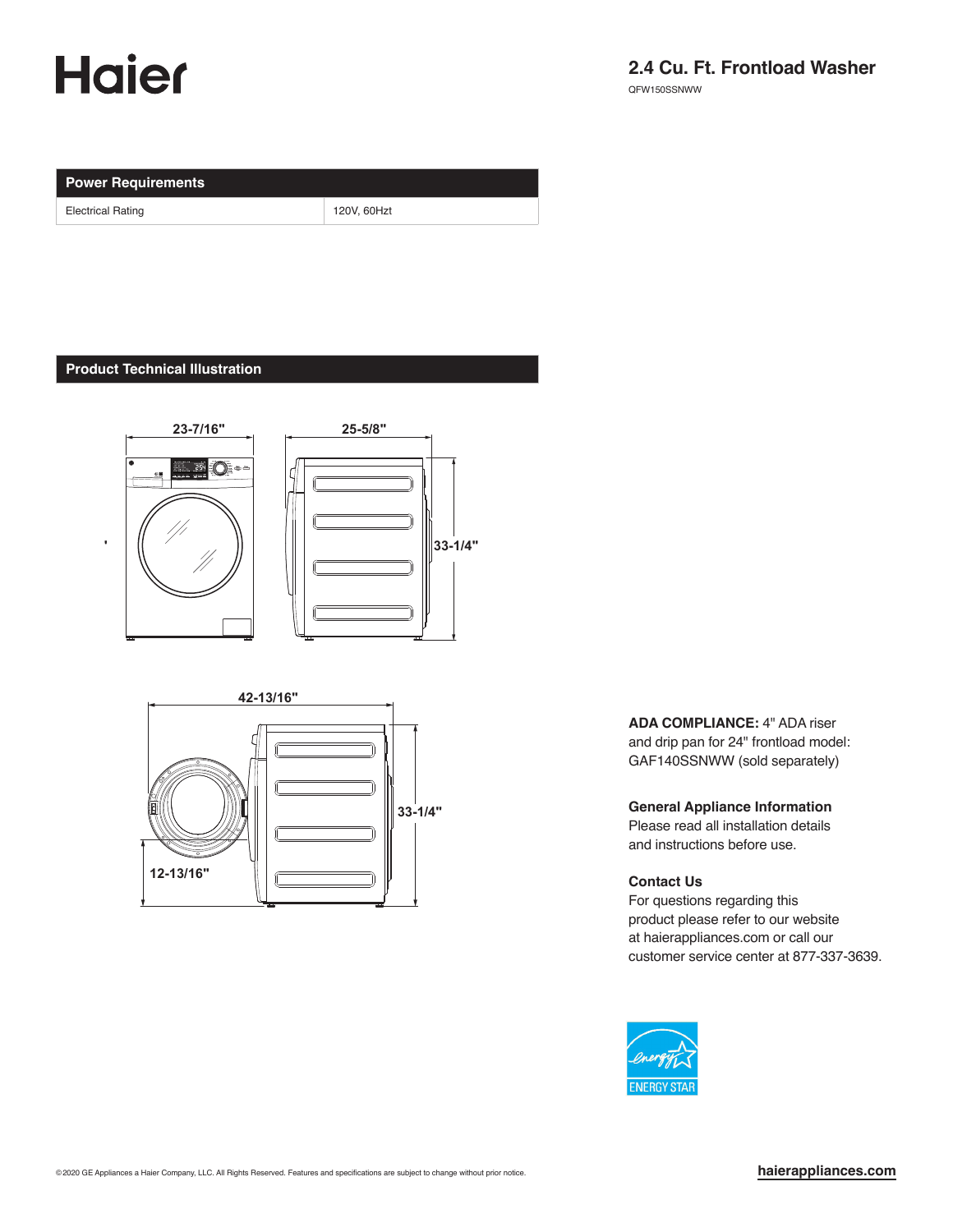# Haier

## 2.4 Cu. Ft. Frontload Washer

QFW150SSNWW

## Power Requirements

| | |
|---|---|
| Electrical Rating | 120V, 60Hzt |

## Product Technical Illustration

23-7/16"

25-5/8"

33-1/4"

42-13/16"

33-1/4"

12-13/16"

**ADA COMPLIANCE:** 4" ADA riser and drip pan for 24" frontload model: GAF140SSNWW (sold separately)

**General Appliance Information**
Please read all installation details and instructions before use.

**Contact Us**
For questions regarding this product please refer to our website at haierappliances.com or call our customer service center at 877-337-3639.

ENERGY STAR

©2020 GE Appliances a Haier Company, LLC. All Rights Reserved. Features and specifications are subject to change without prior notice.

haierappliances.com